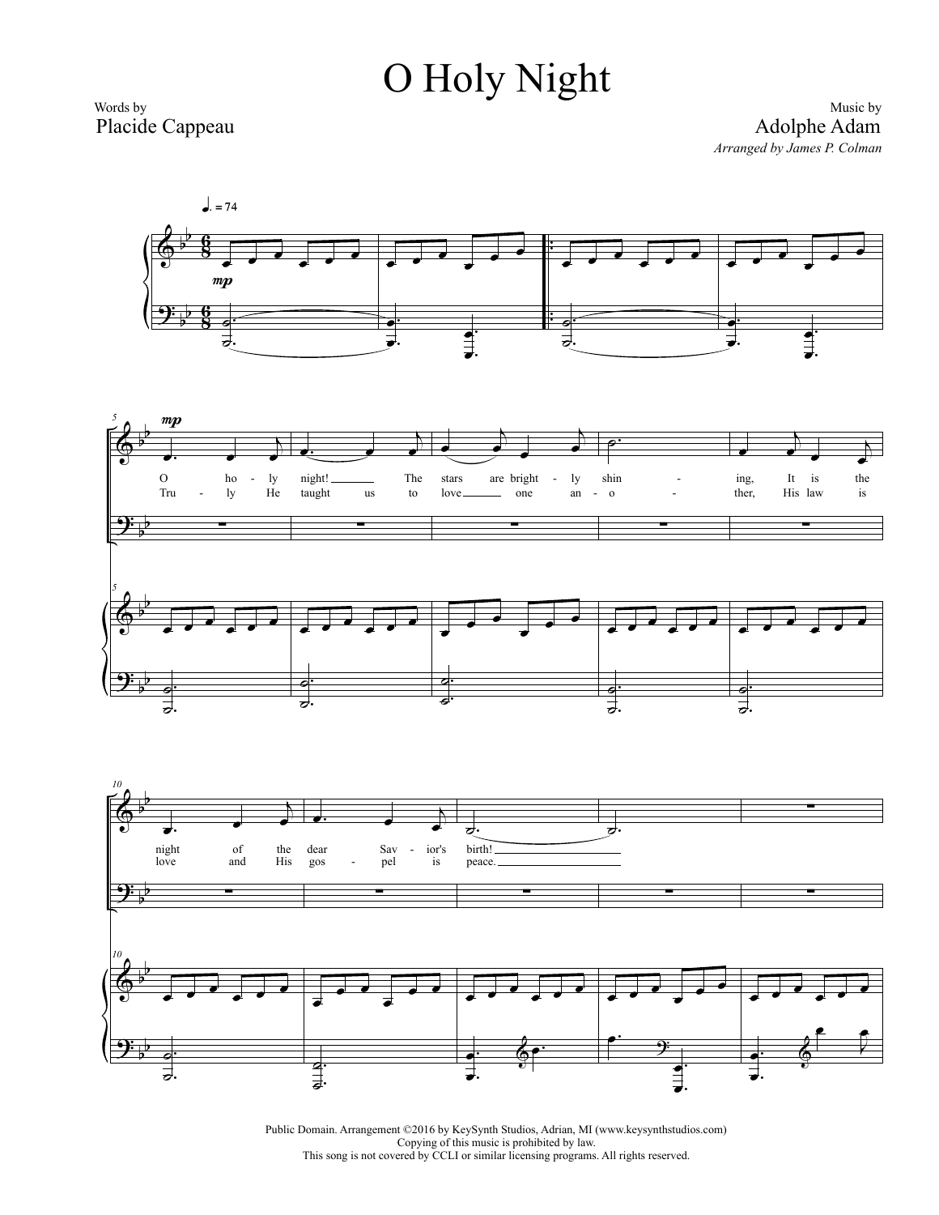# O Holy Night

Words by
Placide Cappeau

Music by
Adolphe Adam
*Arranged by James P. Colman*

Public Domain. Arrangement ©2016 by KeySynth Studios, Adrian, MI (www.keysynthstudios.com)
Copying of this music is prohibited by law.
This song is not covered by CCLI or similar licensing programs. All rights reserved.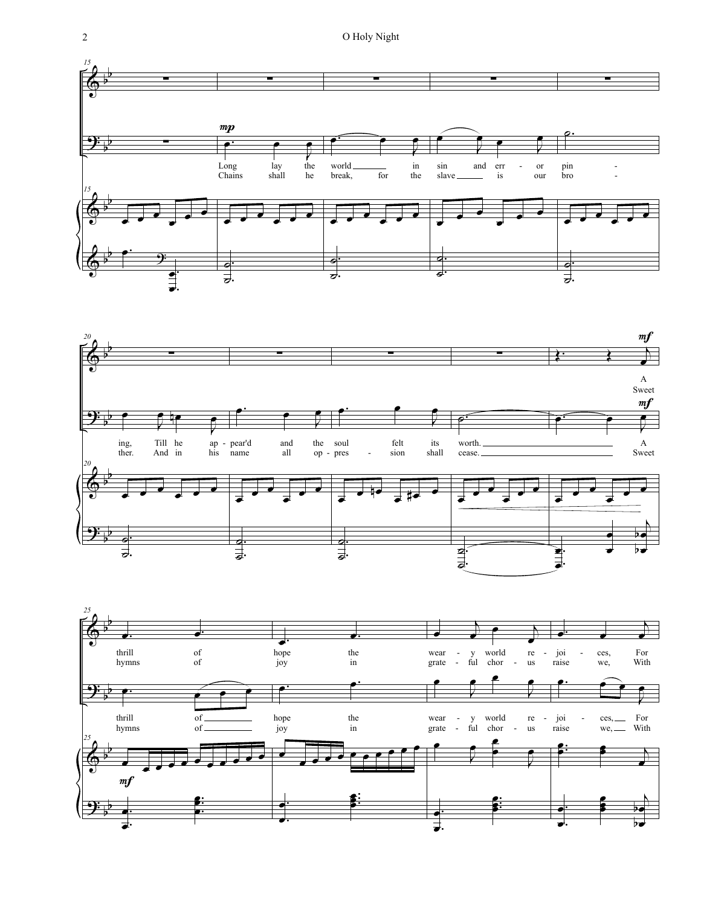*mp*

Long lay the world in sin and err - or pin - ing, Till he ap - pear'd and the soul felt its worth.

Chains shall he break, for the slave is our bro - ther. And in his name all op - pres - sion shall cease.

*mf*

A thrill of hope the wear - y world re - joi - ces, For

Sweet hymns of joy in grate - ful chor - us raise we, With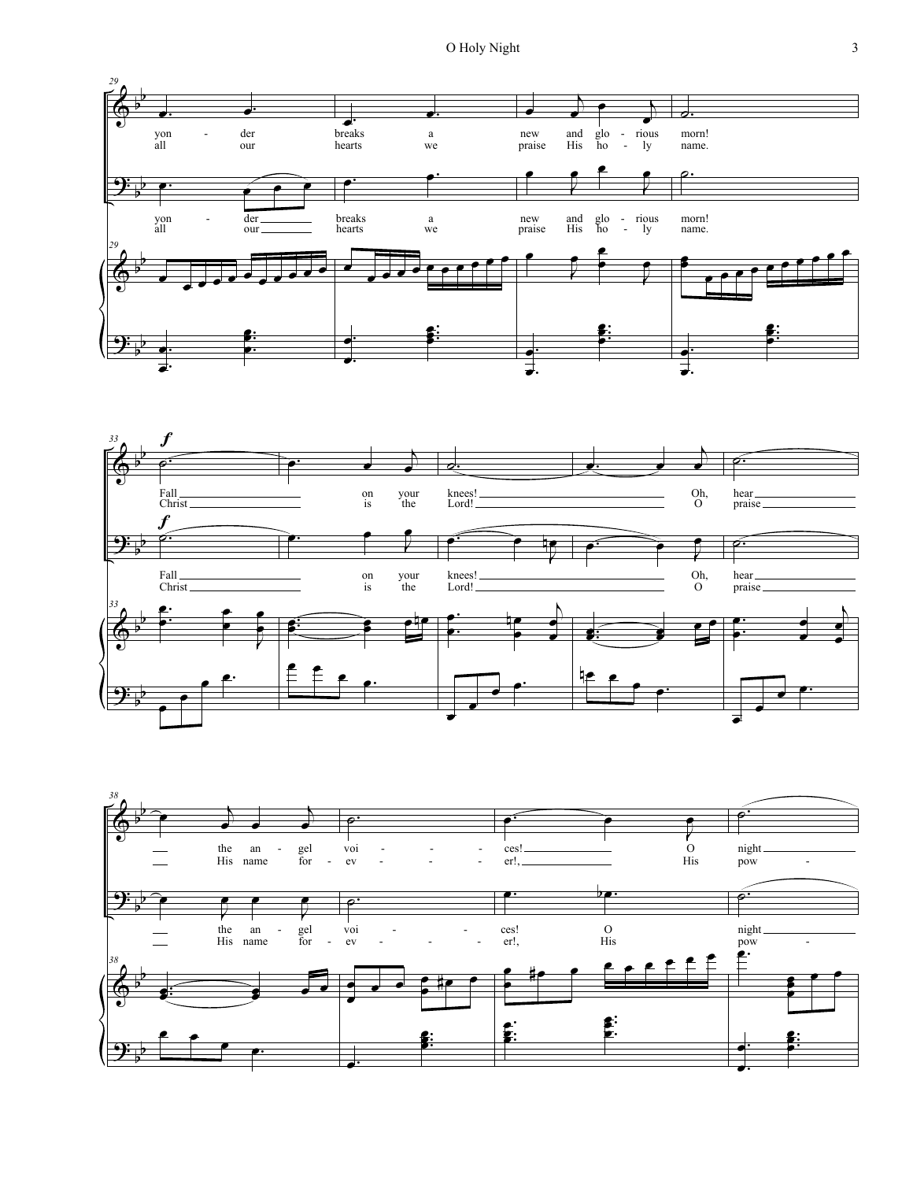29

yon - der breaks a new and glo - rious morn!
all our hearts we praise His ho - ly name.

yon - der breaks a new and glo - rious morn!
all our hearts we praise His ho - ly name.

33

*f*

Fall on your knees! Oh, hear
Christ is the Lord! O praise

*f*

Fall on your knees! Oh, hear
Christ is the Lord! O praise

38

the an - gel voi - ces! O night
His name for - ev - er!, His pow -

the an - gel voi - ces! O night
His name for - ev - er!, His pow -